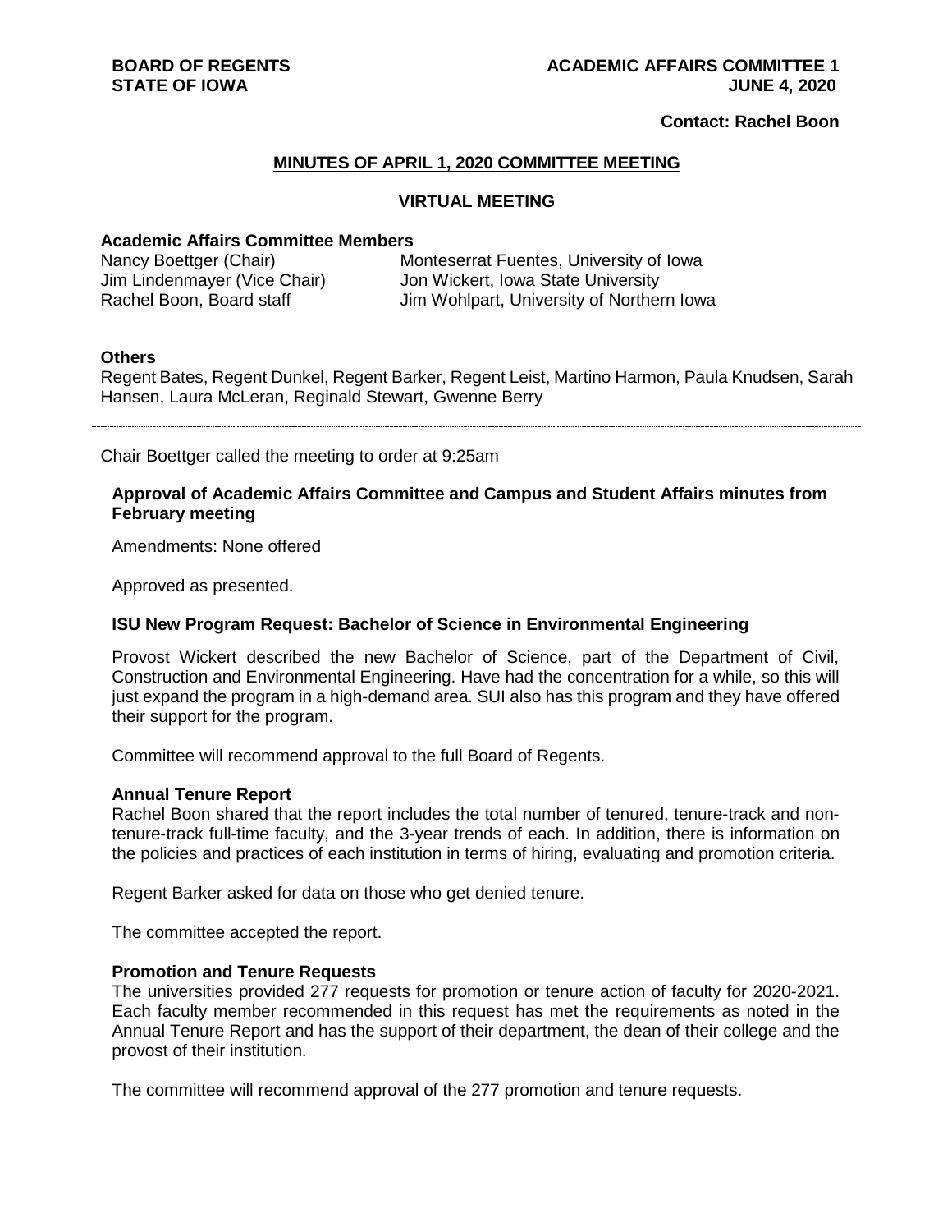**BOARD OF REGENTS**
**STATE OF IOWA**

**ACADEMIC AFFAIRS COMMITTEE 1**
**JUNE 4, 2020**

**Contact: Rachel Boon**

## MINUTES OF APRIL 1, 2020 COMMITTEE MEETING

### VIRTUAL MEETING

**Academic Affairs Committee Members**

Nancy Boettger (Chair)
Jim Lindenmayer (Vice Chair)
Rachel Boon, Board staff
Monteserrat Fuentes, University of Iowa
Jon Wickert, Iowa State University
Jim Wohlpart, University of Northern Iowa

**Others**

Regent Bates, Regent Dunkel, Regent Barker, Regent Leist, Martino Harmon, Paula Knudsen, Sarah Hansen, Laura McLeran, Reginald Stewart, Gwenne Berry

---

Chair Boettger called the meeting to order at 9:25am

**Approval of Academic Affairs Committee and Campus and Student Affairs minutes from February meeting**

Amendments: None offered

Approved as presented.

**ISU New Program Request: Bachelor of Science in Environmental Engineering**

Provost Wickert described the new Bachelor of Science, part of the Department of Civil, Construction and Environmental Engineering. Have had the concentration for a while, so this will just expand the program in a high-demand area. SUI also has this program and they have offered their support for the program.

Committee will recommend approval to the full Board of Regents.

**Annual Tenure Report**

Rachel Boon shared that the report includes the total number of tenured, tenure-track and non-tenure-track full-time faculty, and the 3-year trends of each. In addition, there is information on the policies and practices of each institution in terms of hiring, evaluating and promotion criteria.

Regent Barker asked for data on those who get denied tenure.

The committee accepted the report.

**Promotion and Tenure Requests**

The universities provided 277 requests for promotion or tenure action of faculty for 2020-2021. Each faculty member recommended in this request has met the requirements as noted in the Annual Tenure Report and has the support of their department, the dean of their college and the provost of their institution.

The committee will recommend approval of the 277 promotion and tenure requests.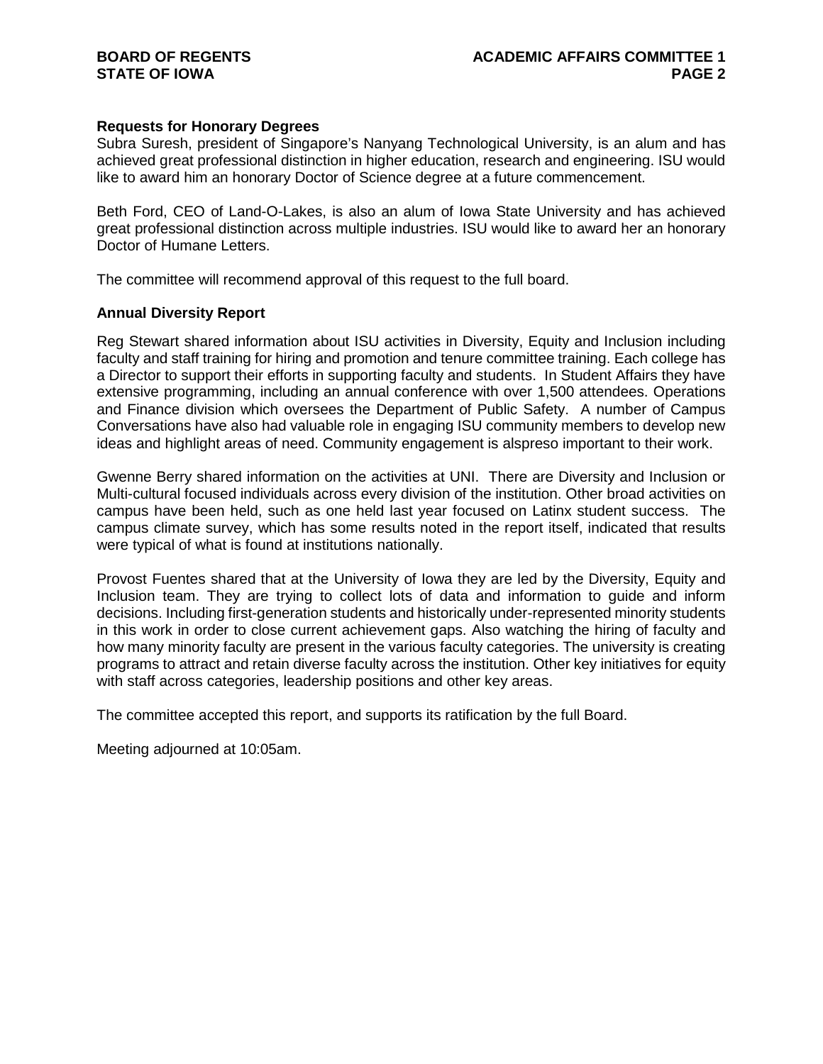**Requests for Honorary Degrees**

Subra Suresh, president of Singapore's Nanyang Technological University, is an alum and has achieved great professional distinction in higher education, research and engineering. ISU would like to award him an honorary Doctor of Science degree at a future commencement.

Beth Ford, CEO of Land-O-Lakes, is also an alum of Iowa State University and has achieved great professional distinction across multiple industries. ISU would like to award her an honorary Doctor of Humane Letters.

The committee will recommend approval of this request to the full board.

**Annual Diversity Report**

Reg Stewart shared information about ISU activities in Diversity, Equity and Inclusion including faculty and staff training for hiring and promotion and tenure committee training. Each college has a Director to support their efforts in supporting faculty and students. In Student Affairs they have extensive programming, including an annual conference with over 1,500 attendees. Operations and Finance division which oversees the Department of Public Safety. A number of Campus Conversations have also had valuable role in engaging ISU community members to develop new ideas and highlight areas of need. Community engagement is alspreso important to their work.

Gwenne Berry shared information on the activities at UNI. There are Diversity and Inclusion or Multi-cultural focused individuals across every division of the institution. Other broad activities on campus have been held, such as one held last year focused on Latinx student success. The campus climate survey, which has some results noted in the report itself, indicated that results were typical of what is found at institutions nationally.

Provost Fuentes shared that at the University of Iowa they are led by the Diversity, Equity and Inclusion team. They are trying to collect lots of data and information to guide and inform decisions. Including first-generation students and historically under-represented minority students in this work in order to close current achievement gaps. Also watching the hiring of faculty and how many minority faculty are present in the various faculty categories. The university is creating programs to attract and retain diverse faculty across the institution. Other key initiatives for equity with staff across categories, leadership positions and other key areas.

The committee accepted this report, and supports its ratification by the full Board.

Meeting adjourned at 10:05am.